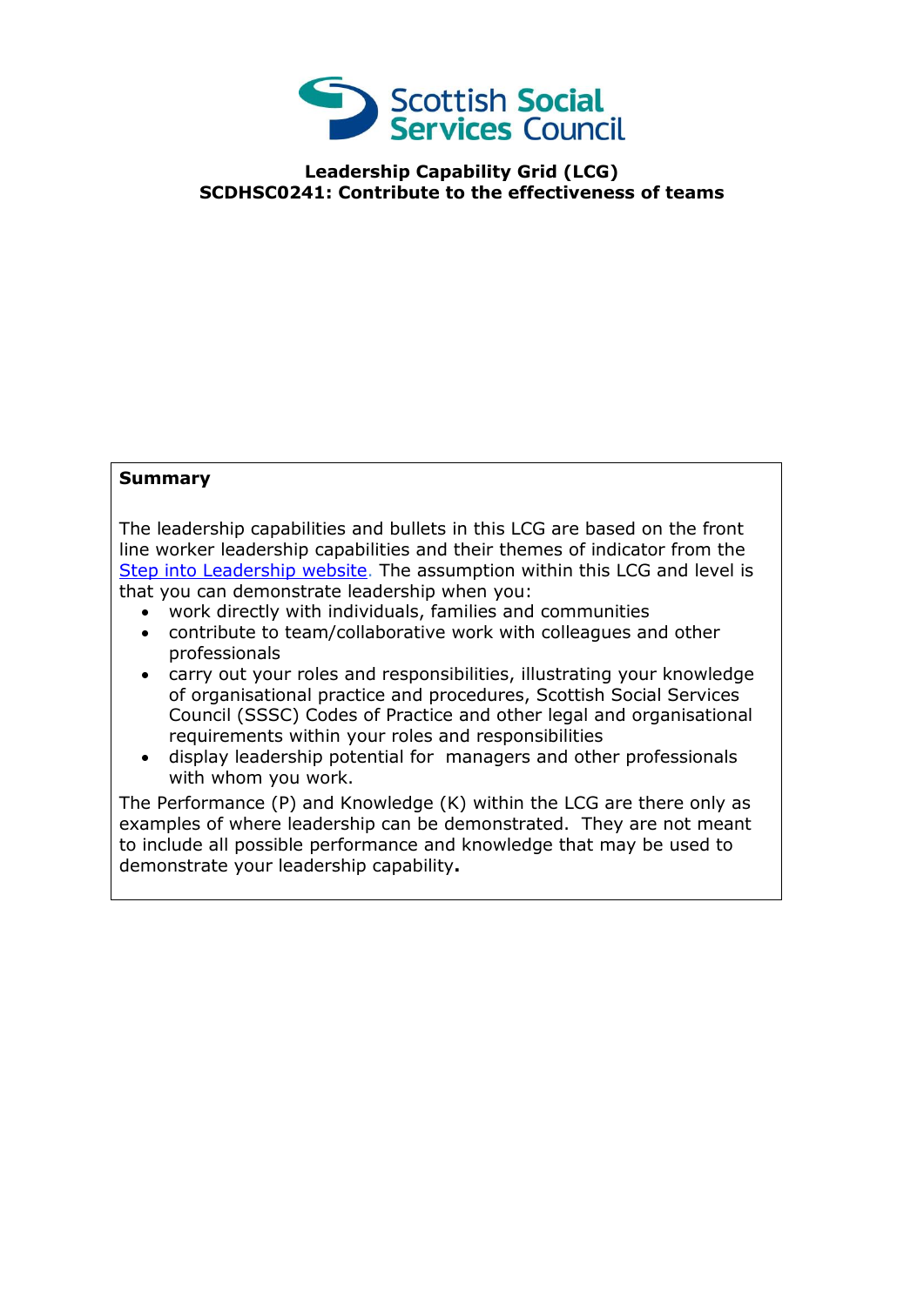Scottish Social Services Council

# Leadership Capability Grid (LCG)
## SCDHSC0241: Contribute to the effectiveness of teams

**Summary**

The leadership capabilities and bullets in this LCG are based on the front line worker leadership capabilities and their themes of indicator from the [Step into Leadership website](). The assumption within this LCG and level is that you can demonstrate leadership when you:

- work directly with individuals, families and communities
- contribute to team/collaborative work with colleagues and other professionals
- carry out your roles and responsibilities, illustrating your knowledge of organisational practice and procedures, Scottish Social Services Council (SSSC) Codes of Practice and other legal and organisational requirements within your roles and responsibilities
- display leadership potential for managers and other professionals with whom you work.

The Performance (P) and Knowledge (K) within the LCG are there only as examples of where leadership can be demonstrated. They are not meant to include all possible performance and knowledge that may be used to demonstrate your leadership capability**.**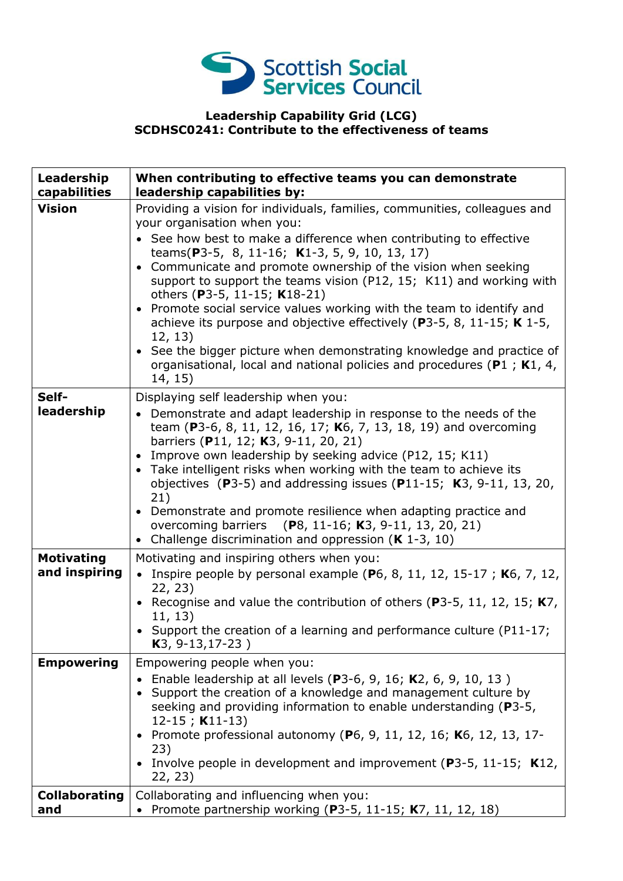**Leadership Capability Grid (LCG)**
**SCDHSC0241: Contribute to the effectiveness of teams**

| Leadership capabilities | When contributing to effective teams you can demonstrate leadership capabilities by: |
|---|---|
| **Vision** | Providing a vision for individuals, families, communities, colleagues and your organisation when you:<br>• See how best to make a difference when contributing to effective teams(**P**3-5, 8, 11-16; **K**1-3, 5, 9, 10, 13, 17)<br>• Communicate and promote ownership of the vision when seeking support to support the teams vision (P12, 15; K11) and working with others (**P**3-5, 11-15; **K**18-21)<br>• Promote social service values working with the team to identify and achieve its purpose and objective effectively (**P**3-5, 8, 11-15; **K** 1-5, 12, 13)<br>• See the bigger picture when demonstrating knowledge and practice of organisational, local and national policies and procedures (**P**1 ; **K**1, 4, 14, 15) |
| **Self-leadership** | Displaying self leadership when you:<br>• Demonstrate and adapt leadership in response to the needs of the team (**P**3-6, 8, 11, 12, 16, 17; **K**6, 7, 13, 18, 19) and overcoming barriers (**P**11, 12; **K**3, 9-11, 20, 21)<br>• Improve own leadership by seeking advice (P12, 15; K11)<br>• Take intelligent risks when working with the team to achieve its objectives (**P**3-5) and addressing issues (**P**11-15; **K**3, 9-11, 13, 20, 21)<br>• Demonstrate and promote resilience when adapting practice and overcoming barriers (**P**8, 11-16; **K**3, 9-11, 13, 20, 21)<br>• Challenge discrimination and oppression (**K** 1-3, 10) |
| **Motivating and inspiring** | Motivating and inspiring others when you:<br>• Inspire people by personal example (**P**6, 8, 11, 12, 15-17 ; **K**6, 7, 12, 22, 23)<br>• Recognise and value the contribution of others (**P**3-5, 11, 12, 15; **K**7, 11, 13)<br>• Support the creation of a learning and performance culture (P11-17; **K**3, 9-13,17-23 ) |
| **Empowering** | Empowering people when you:<br>• Enable leadership at all levels (**P**3-6, 9, 16; **K**2, 6, 9, 10, 13 )<br>• Support the creation of a knowledge and management culture by seeking and providing information to enable understanding (**P**3-5, 12-15 ; **K**11-13)<br>• Promote professional autonomy (**P**6, 9, 11, 12, 16; **K**6, 12, 13, 17-23)<br>• Involve people in development and improvement (**P**3-5, 11-15; **K**12, 22, 23) |
| **Collaborating and** | Collaborating and influencing when you:<br>• Promote partnership working (**P**3-5, 11-15; **K**7, 11, 12, 18) |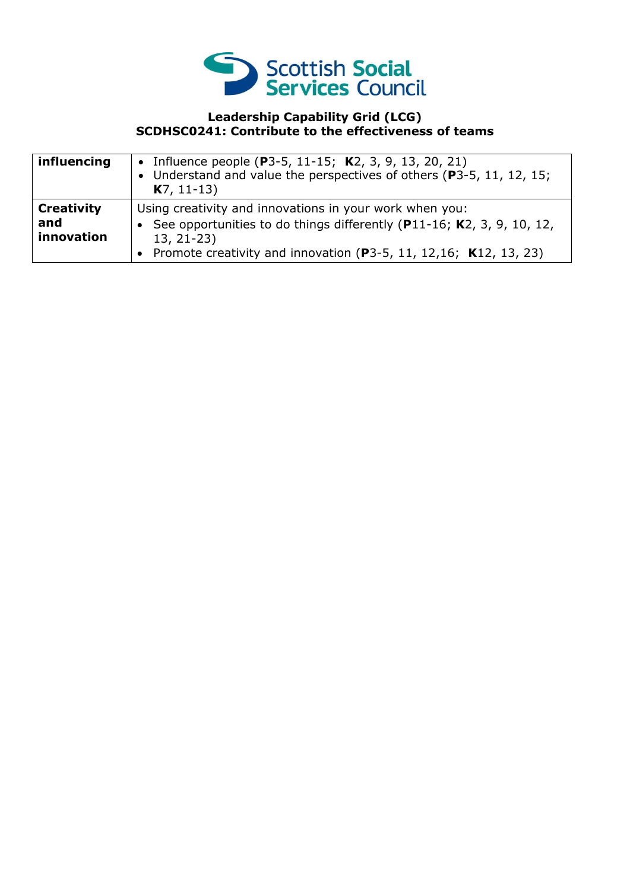**Leadership Capability Grid (LCG)**
**SCDHSC0241: Contribute to the effectiveness of teams**

| | |
|---|---|
| **influencing** | • Influence people (**P**3-5, 11-15; **K**2, 3, 9, 13, 20, 21)<br>• Understand and value the perspectives of others (**P**3-5, 11, 12, 15; **K**7, 11-13) |
| **Creativity and innovation** | Using creativity and innovations in your work when you:<br>• See opportunities to do things differently (**P**11-16; **K**2, 3, 9, 10, 12, 13, 21-23)<br>• Promote creativity and innovation (**P**3-5, 11, 12,16; **K**12, 13, 23) |